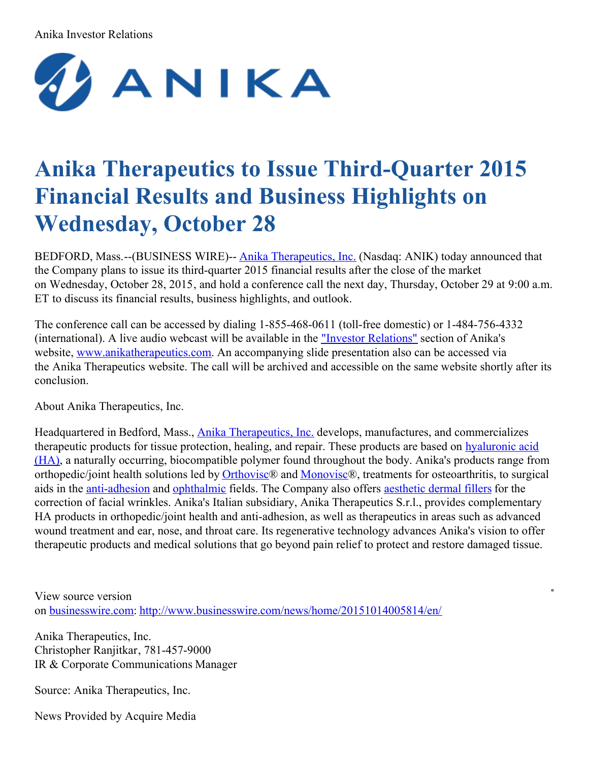Anika Investor Relations

# Anika Therapeutics to Issue Third-Quarter 2015 Financial Results and Business Highlights on Wednesday, October 28

BEDFORD, Mass.--(BUSINESS WIRE)-- Anika Therapeutics, Inc. (Nasdaq: ANIK) today announced that the Company plans to issue its third-quarter 2015 financial results after the close of the market on Wednesday, October 28, 2015, and hold a conference call the next day, Thursday, October 29 at 9:00 a.m. ET to discuss its financial results, business highlights, and outlook.

The conference call can be accessed by dialing 1-855-468-0611 (toll-free domestic) or 1-484-756-4332 (international). A live audio webcast will be available in the "Investor Relations" section of Anika's website, www.anikatherapeutics.com. An accompanying slide presentation also can be accessed via the Anika Therapeutics website. The call will be archived and accessible on the same website shortly after its conclusion.

About Anika Therapeutics, Inc.

Headquartered in Bedford, Mass., Anika Therapeutics, Inc. develops, manufactures, and commercializes therapeutic products for tissue protection, healing, and repair. These products are based on hyaluronic acid (HA), a naturally occurring, biocompatible polymer found throughout the body. Anika's products range from orthopedic/joint health solutions led by Orthovisc® and Monovisc®, treatments for osteoarthritis, to surgical aids in the anti-adhesion and ophthalmic fields. The Company also offers aesthetic dermal fillers for the correction of facial wrinkles. Anika's Italian subsidiary, Anika Therapeutics S.r.l., provides complementary HA products in orthopedic/joint health and anti-adhesion, as well as therapeutics in areas such as advanced wound treatment and ear, nose, and throat care. Its regenerative technology advances Anika's vision to offer therapeutic products and medical solutions that go beyond pain relief to protect and restore damaged tissue.

View source version on businesswire.com: http://www.businesswire.com/news/home/20151014005814/en/

Anika Therapeutics, Inc.
Christopher Ranjitkar, 781-457-9000
IR & Corporate Communications Manager

Source: Anika Therapeutics, Inc.

News Provided by Acquire Media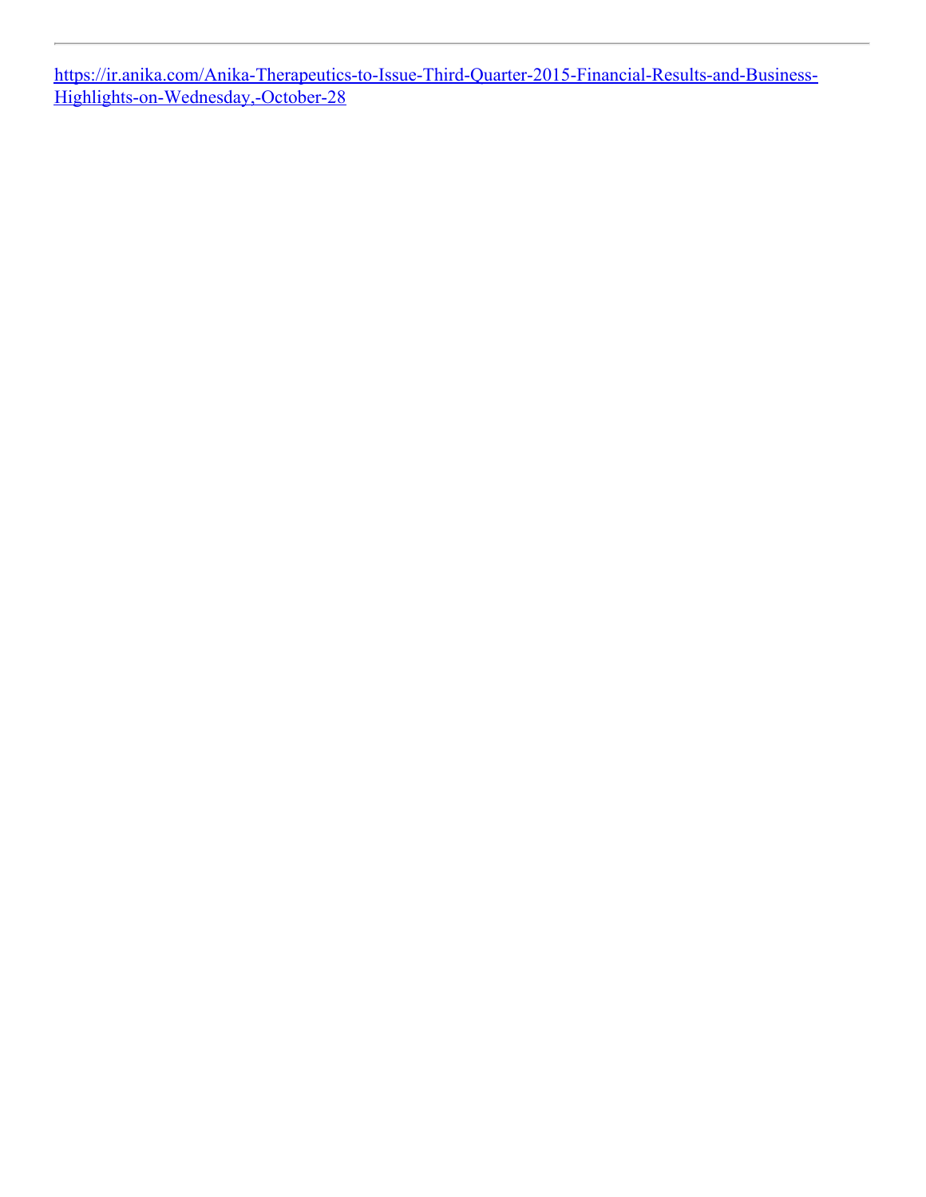https://ir.anika.com/Anika-Therapeutics-to-Issue-Third-Quarter-2015-Financial-Results-and-Business-Highlights-on-Wednesday,-October-28